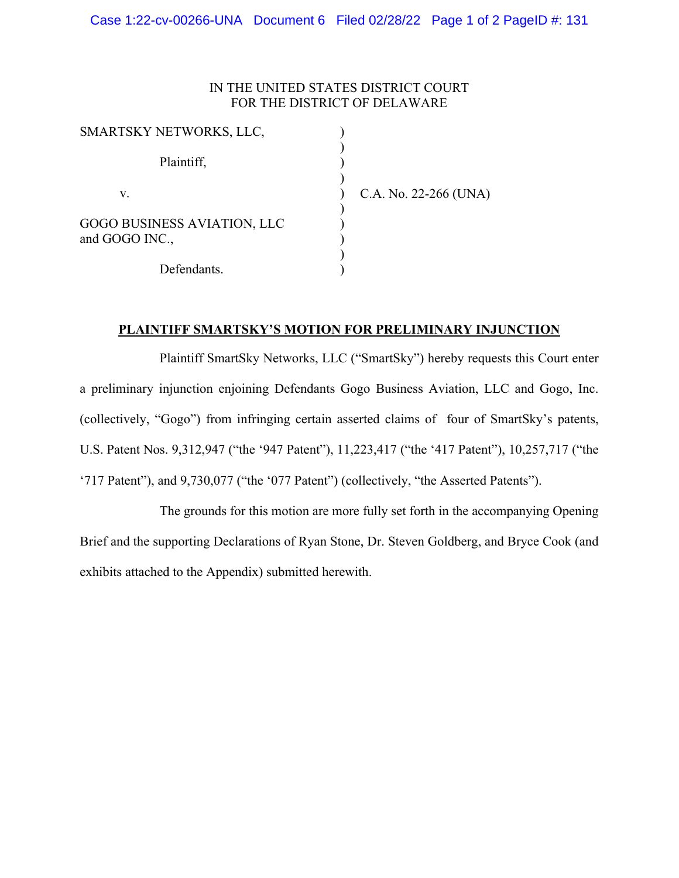IN THE UNITED STATES DISTRICT COURT
FOR THE DISTRICT OF DELAWARE

| | | |
|---|---|---|
| SMARTSKY NETWORKS, LLC, | ) | |
| | ) | |
| Plaintiff, | ) | |
| | ) | |
| v. | ) | C.A. No. 22-266 (UNA) |
| | ) | |
| GOGO BUSINESS AVIATION, LLC and GOGO INC., | ) | |
| | ) | |
| Defendants. | ) | |

**PLAINTIFF SMARTSKY'S MOTION FOR PRELIMINARY INJUNCTION**

Plaintiff SmartSky Networks, LLC ("SmartSky") hereby requests this Court enter a preliminary injunction enjoining Defendants Gogo Business Aviation, LLC and Gogo, Inc. (collectively, "Gogo") from infringing certain asserted claims of four of SmartSky's patents, U.S. Patent Nos. 9,312,947 ("the '947 Patent"), 11,223,417 ("the '417 Patent"), 10,257,717 ("the '717 Patent"), and 9,730,077 ("the '077 Patent") (collectively, "the Asserted Patents").

The grounds for this motion are more fully set forth in the accompanying Opening Brief and the supporting Declarations of Ryan Stone, Dr. Steven Goldberg, and Bryce Cook (and exhibits attached to the Appendix) submitted herewith.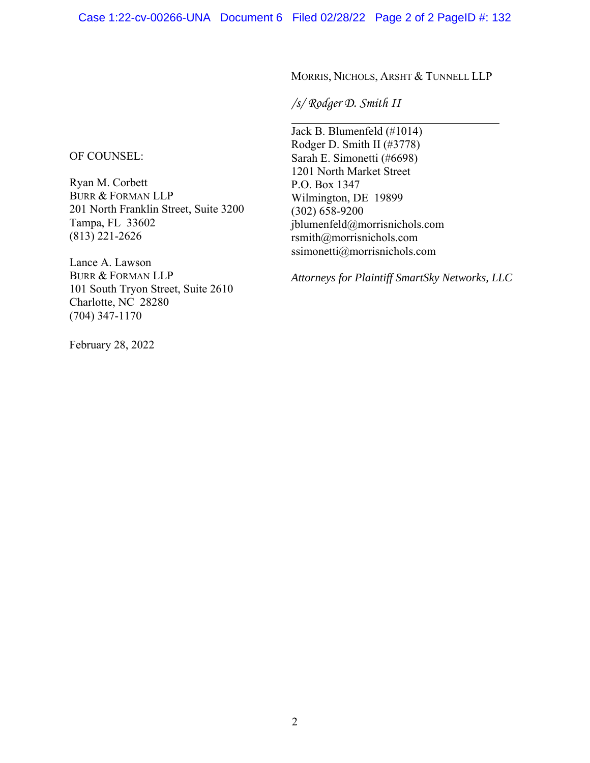MORRIS, NICHOLS, ARSHT & TUNNELL LLP

*/s/ Rodger D. Smith II*

Jack B. Blumenfeld (#1014)
Rodger D. Smith II (#3778)
Sarah E. Simonetti (#6698)
1201 North Market Street
P.O. Box 1347
Wilmington, DE 19899
(302) 658-9200
jblumenfeld@morrisnichols.com
rsmith@morrisnichols.com
ssimonetti@morrisnichols.com

*Attorneys for Plaintiff SmartSky Networks, LLC*

OF COUNSEL:

Ryan M. Corbett
BURR & FORMAN LLP
201 North Franklin Street, Suite 3200
Tampa, FL 33602
(813) 221-2626

Lance A. Lawson
BURR & FORMAN LLP
101 South Tryon Street, Suite 2610
Charlotte, NC 28280
(704) 347-1170

February 28, 2022